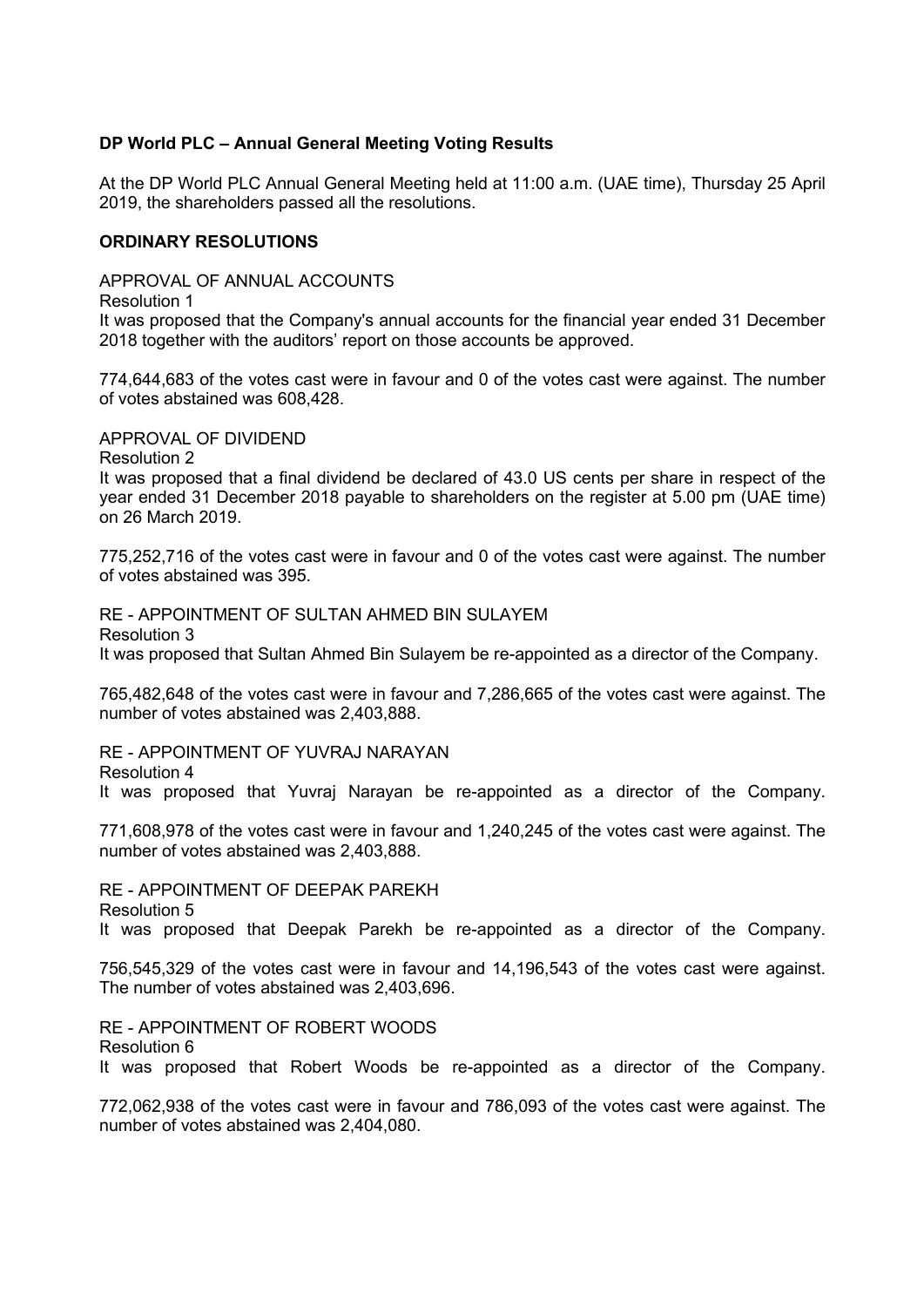**DP World PLC – Annual General Meeting Voting Results**

At the DP World PLC Annual General Meeting held at 11:00 a.m. (UAE time), Thursday 25 April 2019, the shareholders passed all the resolutions.

**ORDINARY RESOLUTIONS**

APPROVAL OF ANNUAL ACCOUNTS

Resolution 1

It was proposed that the Company's annual accounts for the financial year ended 31 December 2018 together with the auditors' report on those accounts be approved.

774,644,683 of the votes cast were in favour and 0 of the votes cast were against. The number of votes abstained was 608,428.

APPROVAL OF DIVIDEND

Resolution 2

It was proposed that a final dividend be declared of 43.0 US cents per share in respect of the year ended 31 December 2018 payable to shareholders on the register at 5.00 pm (UAE time) on 26 March 2019.

775,252,716 of the votes cast were in favour and 0 of the votes cast were against. The number of votes abstained was 395.

RE - APPOINTMENT OF SULTAN AHMED BIN SULAYEM

Resolution 3

It was proposed that Sultan Ahmed Bin Sulayem be re-appointed as a director of the Company.

765,482,648 of the votes cast were in favour and 7,286,665 of the votes cast were against. The number of votes abstained was 2,403,888.

RE - APPOINTMENT OF YUVRAJ NARAYAN

Resolution 4

It was proposed that Yuvraj Narayan be re-appointed as a director of the Company.

771,608,978 of the votes cast were in favour and 1,240,245 of the votes cast were against. The number of votes abstained was 2,403,888.

RE - APPOINTMENT OF DEEPAK PAREKH

Resolution 5

It was proposed that Deepak Parekh be re-appointed as a director of the Company.

756,545,329 of the votes cast were in favour and 14,196,543 of the votes cast were against. The number of votes abstained was 2,403,696.

RE - APPOINTMENT OF ROBERT WOODS

Resolution 6

It was proposed that Robert Woods be re-appointed as a director of the Company.

772,062,938 of the votes cast were in favour and 786,093 of the votes cast were against. The number of votes abstained was 2,404,080.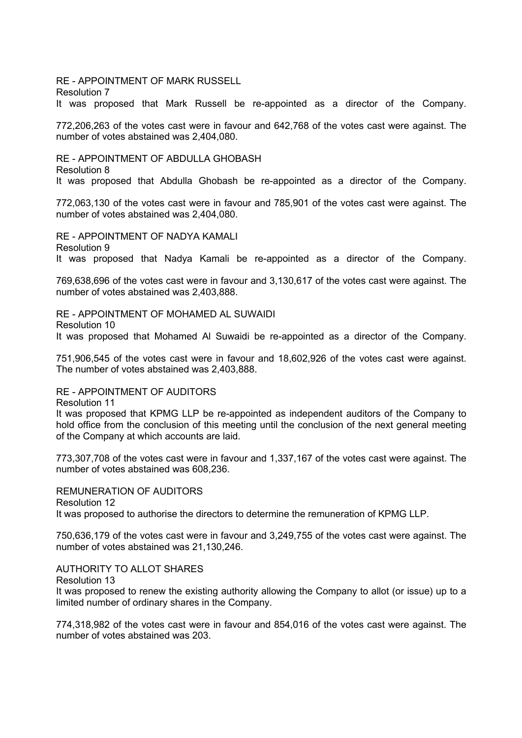RE - APPOINTMENT OF MARK RUSSELL

Resolution 7

It was proposed that Mark Russell be re-appointed as a director of the Company.

772,206,263 of the votes cast were in favour and 642,768 of the votes cast were against. The number of votes abstained was 2,404,080.

RE - APPOINTMENT OF ABDULLA GHOBASH

Resolution 8

It was proposed that Abdulla Ghobash be re-appointed as a director of the Company.

772,063,130 of the votes cast were in favour and 785,901 of the votes cast were against. The number of votes abstained was 2,404,080.

RE - APPOINTMENT OF NADYA KAMALI

Resolution 9

It was proposed that Nadya Kamali be re-appointed as a director of the Company.

769,638,696 of the votes cast were in favour and 3,130,617 of the votes cast were against. The number of votes abstained was 2,403,888.

RE - APPOINTMENT OF MOHAMED AL SUWAIDI

Resolution 10

It was proposed that Mohamed Al Suwaidi be re-appointed as a director of the Company.

751,906,545 of the votes cast were in favour and 18,602,926 of the votes cast were against. The number of votes abstained was 2,403,888.

RE - APPOINTMENT OF AUDITORS

Resolution 11

It was proposed that KPMG LLP be re-appointed as independent auditors of the Company to hold office from the conclusion of this meeting until the conclusion of the next general meeting of the Company at which accounts are laid.

773,307,708 of the votes cast were in favour and 1,337,167 of the votes cast were against. The number of votes abstained was 608,236.

REMUNERATION OF AUDITORS

Resolution 12

It was proposed to authorise the directors to determine the remuneration of KPMG LLP.

750,636,179 of the votes cast were in favour and 3,249,755 of the votes cast were against. The number of votes abstained was 21,130,246.

AUTHORITY TO ALLOT SHARES

Resolution 13

It was proposed to renew the existing authority allowing the Company to allot (or issue) up to a limited number of ordinary shares in the Company.

774,318,982 of the votes cast were in favour and 854,016 of the votes cast were against. The number of votes abstained was 203.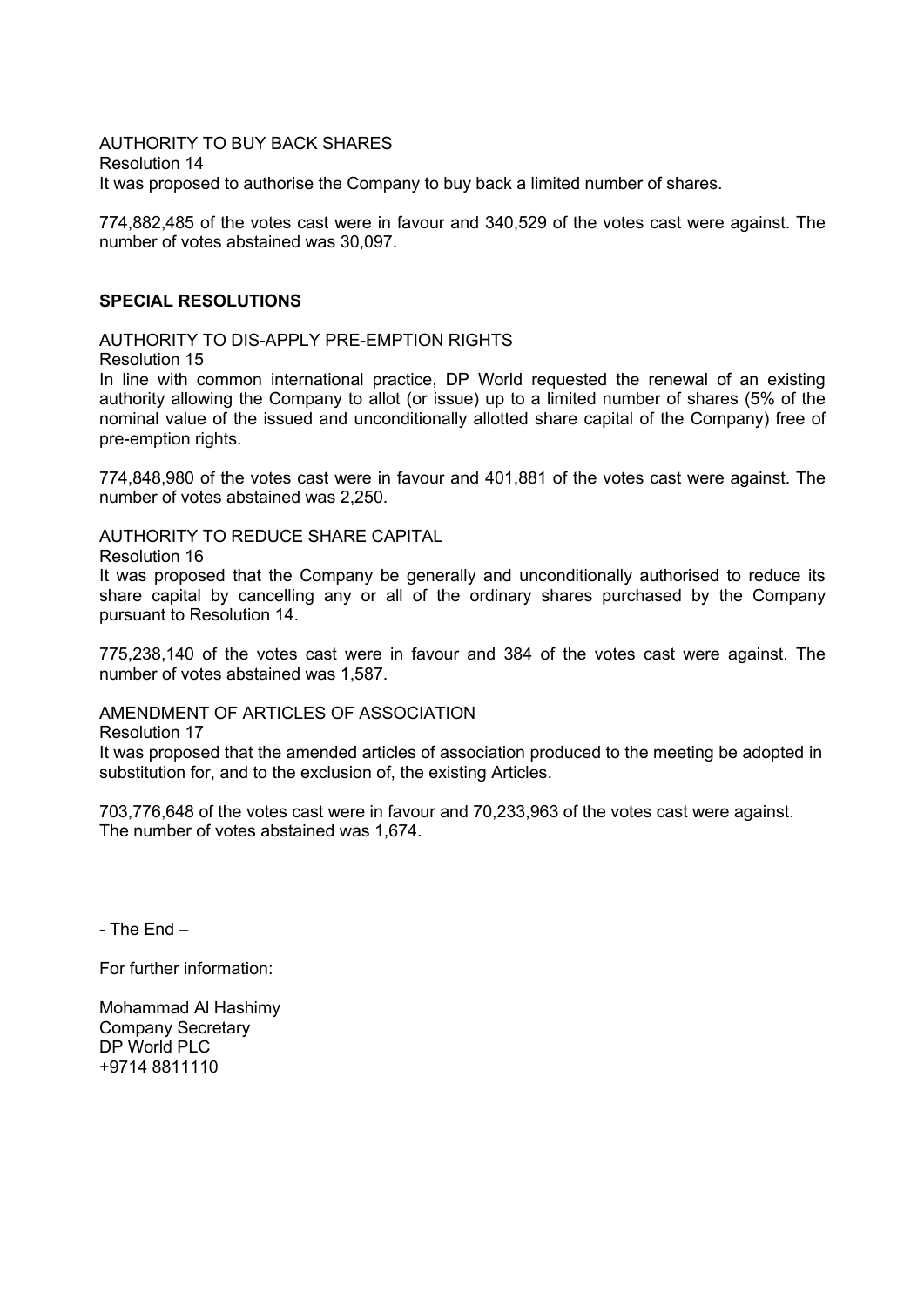AUTHORITY TO BUY BACK SHARES

Resolution 14

It was proposed to authorise the Company to buy back a limited number of shares.

774,882,485 of the votes cast were in favour and 340,529 of the votes cast were against. The number of votes abstained was 30,097.

**SPECIAL RESOLUTIONS**

AUTHORITY TO DIS-APPLY PRE-EMPTION RIGHTS

Resolution 15

In line with common international practice, DP World requested the renewal of an existing authority allowing the Company to allot (or issue) up to a limited number of shares (5% of the nominal value of the issued and unconditionally allotted share capital of the Company) free of pre-emption rights.

774,848,980 of the votes cast were in favour and 401,881 of the votes cast were against. The number of votes abstained was 2,250.

AUTHORITY TO REDUCE SHARE CAPITAL

Resolution 16

It was proposed that the Company be generally and unconditionally authorised to reduce its share capital by cancelling any or all of the ordinary shares purchased by the Company pursuant to Resolution 14.

775,238,140 of the votes cast were in favour and 384 of the votes cast were against. The number of votes abstained was 1,587.

AMENDMENT OF ARTICLES OF ASSOCIATION

Resolution 17

It was proposed that the amended articles of association produced to the meeting be adopted in substitution for, and to the exclusion of, the existing Articles.

703,776,648 of the votes cast were in favour and 70,233,963 of the votes cast were against. The number of votes abstained was 1,674.

- The End –

For further information:

Mohammad Al Hashimy
Company Secretary
DP World PLC
+9714 8811110